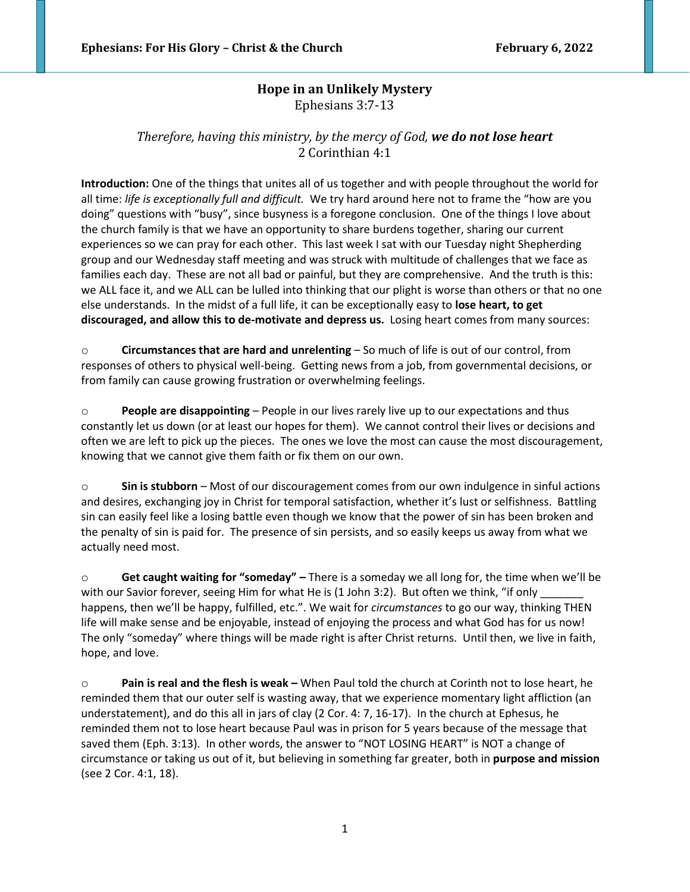# Hope in an Unlikely Mystery

Ephesians 3:7-13

*Therefore, having this ministry, by the mercy of God,* ***we do not lose heart***
2 Corinthian 4:1

**Introduction:** One of the things that unites all of us together and with people throughout the world for all time: *life is exceptionally full and difficult.* We try hard around here not to frame the "how are you doing" questions with "busy", since busyness is a foregone conclusion. One of the things I love about the church family is that we have an opportunity to share burdens together, sharing our current experiences so we can pray for each other. This last week I sat with our Tuesday night Shepherding group and our Wednesday staff meeting and was struck with multitude of challenges that we face as families each day. These are not all bad or painful, but they are comprehensive. And the truth is this: we ALL face it, and we ALL can be lulled into thinking that our plight is worse than others or that no one else understands. In the midst of a full life, it can be exceptionally easy to **lose heart, to get discouraged, and allow this to de-motivate and depress us.** Losing heart comes from many sources:

- **Circumstances that are hard and unrelenting** – So much of life is out of our control, from responses of others to physical well-being. Getting news from a job, from governmental decisions, or from family can cause growing frustration or overwhelming feelings.

- **People are disappointing** – People in our lives rarely live up to our expectations and thus constantly let us down (or at least our hopes for them). We cannot control their lives or decisions and often we are left to pick up the pieces. The ones we love the most can cause the most discouragement, knowing that we cannot give them faith or fix them on our own.

- **Sin is stubborn** – Most of our discouragement comes from our own indulgence in sinful actions and desires, exchanging joy in Christ for temporal satisfaction, whether it's lust or selfishness. Battling sin can easily feel like a losing battle even though we know that the power of sin has been broken and the penalty of sin is paid for. The presence of sin persists, and so easily keeps us away from what we actually need most.

- **Get caught waiting for "someday" –** There is a someday we all long for, the time when we'll be with our Savior forever, seeing Him for what He is (1 John 3:2). But often we think, "if only _______ happens, then we'll be happy, fulfilled, etc.". We wait for *circumstances* to go our way, thinking THEN life will make sense and be enjoyable, instead of enjoying the process and what God has for us now! The only "someday" where things will be made right is after Christ returns. Until then, we live in faith, hope, and love.

- **Pain is real and the flesh is weak –** When Paul told the church at Corinth not to lose heart, he reminded them that our outer self is wasting away, that we experience momentary light affliction (an understatement), and do this all in jars of clay (2 Cor. 4: 7, 16-17). In the church at Ephesus, he reminded them not to lose heart because Paul was in prison for 5 years because of the message that saved them (Eph. 3:13). In other words, the answer to "NOT LOSING HEART" is NOT a change of circumstance or taking us out of it, but believing in something far greater, both in **purpose and mission** (see 2 Cor. 4:1, 18).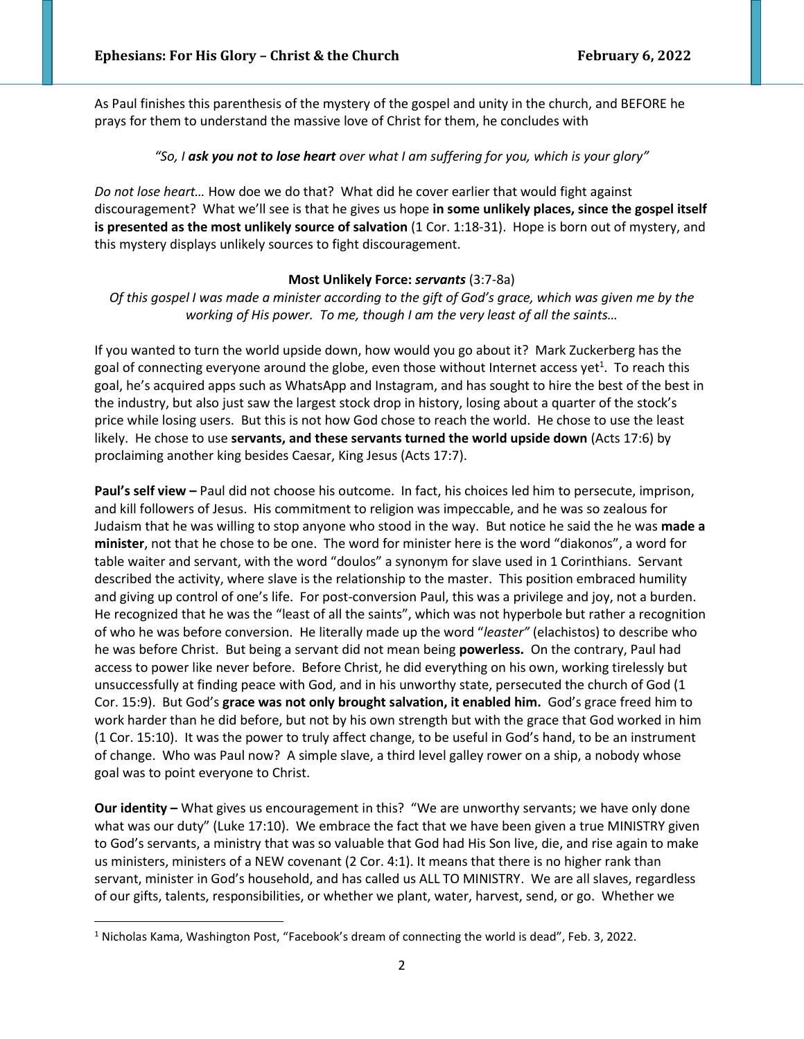As Paul finishes this parenthesis of the mystery of the gospel and unity in the church, and BEFORE he prays for them to understand the massive love of Christ for them, he concludes with

*"So, I **ask you not to lose heart** over what I am suffering for you, which is your glory"*

*Do not lose heart…* How doe we do that? What did he cover earlier that would fight against discouragement? What we'll see is that he gives us hope **in some unlikely places, since the gospel itself is presented as the most unlikely source of salvation** (1 Cor. 1:18-31). Hope is born out of mystery, and this mystery displays unlikely sources to fight discouragement.

**Most Unlikely Force: *servants*** (3:7-8a)

*Of this gospel I was made a minister according to the gift of God's grace, which was given me by the working of His power. To me, though I am the very least of all the saints…*

If you wanted to turn the world upside down, how would you go about it? Mark Zuckerberg has the goal of connecting everyone around the globe, even those without Internet access yet[1]. To reach this goal, he's acquired apps such as WhatsApp and Instagram, and has sought to hire the best of the best in the industry, but also just saw the largest stock drop in history, losing about a quarter of the stock's price while losing users. But this is not how God chose to reach the world. He chose to use the least likely. He chose to use **servants, and these servants turned the world upside down** (Acts 17:6) by proclaiming another king besides Caesar, King Jesus (Acts 17:7).

**Paul's self view –** Paul did not choose his outcome. In fact, his choices led him to persecute, imprison, and kill followers of Jesus. His commitment to religion was impeccable, and he was so zealous for Judaism that he was willing to stop anyone who stood in the way. But notice he said the he was **made a minister**, not that he chose to be one. The word for minister here is the word "diakonos", a word for table waiter and servant, with the word "doulos" a synonym for slave used in 1 Corinthians. Servant described the activity, where slave is the relationship to the master. This position embraced humility and giving up control of one's life. For post-conversion Paul, this was a privilege and joy, not a burden. He recognized that he was the "least of all the saints", which was not hyperbole but rather a recognition of who he was before conversion. He literally made up the word "*leaster"* (elachistos) to describe who he was before Christ. But being a servant did not mean being **powerless.** On the contrary, Paul had access to power like never before. Before Christ, he did everything on his own, working tirelessly but unsuccessfully at finding peace with God, and in his unworthy state, persecuted the church of God (1 Cor. 15:9). But God's **grace was not only brought salvation, it enabled him.** God's grace freed him to work harder than he did before, but not by his own strength but with the grace that God worked in him (1 Cor. 15:10). It was the power to truly affect change, to be useful in God's hand, to be an instrument of change. Who was Paul now? A simple slave, a third level galley rower on a ship, a nobody whose goal was to point everyone to Christ.

**Our identity –** What gives us encouragement in this? "We are unworthy servants; we have only done what was our duty" (Luke 17:10). We embrace the fact that we have been given a true MINISTRY given to God's servants, a ministry that was so valuable that God had His Son live, die, and rise again to make us ministers, ministers of a NEW covenant (2 Cor. 4:1). It means that there is no higher rank than servant, minister in God's household, and has called us ALL TO MINISTRY. We are all slaves, regardless of our gifts, talents, responsibilities, or whether we plant, water, harvest, send, or go. Whether we

[1] Nicholas Kama, Washington Post, "Facebook's dream of connecting the world is dead", Feb. 3, 2022.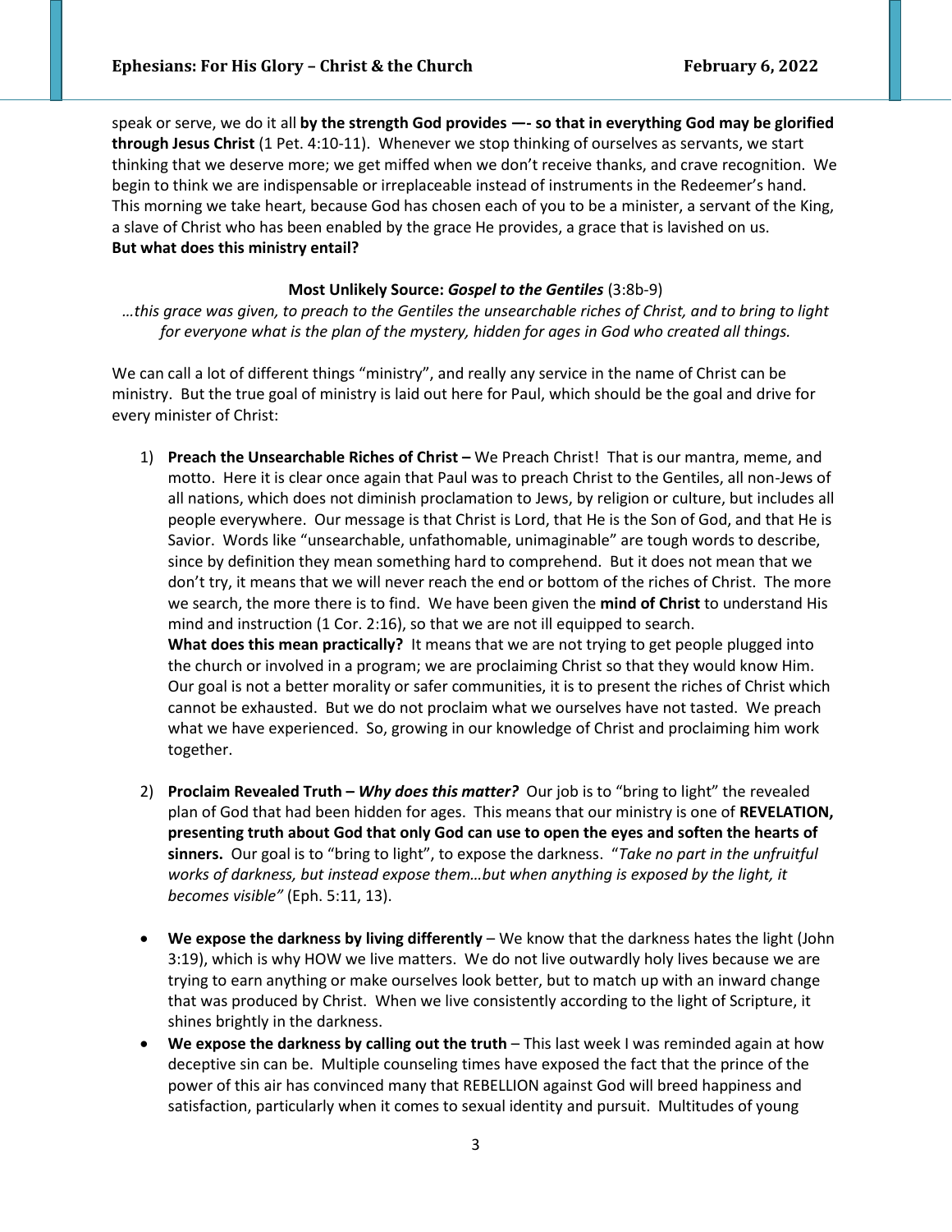speak or serve, we do it all **by the strength God provides —- so that in everything God may be glorified through Jesus Christ** (1 Pet. 4:10-11). Whenever we stop thinking of ourselves as servants, we start thinking that we deserve more; we get miffed when we don't receive thanks, and crave recognition. We begin to think we are indispensable or irreplaceable instead of instruments in the Redeemer's hand. This morning we take heart, because God has chosen each of you to be a minister, a servant of the King, a slave of Christ who has been enabled by the grace He provides, a grace that is lavished on us.
**But what does this ministry entail?**

**Most Unlikely Source: *Gospel to the Gentiles*** (3:8b-9)

*…this grace was given, to preach to the Gentiles the unsearchable riches of Christ, and to bring to light for everyone what is the plan of the mystery, hidden for ages in God who created all things.*

We can call a lot of different things "ministry", and really any service in the name of Christ can be ministry. But the true goal of ministry is laid out here for Paul, which should be the goal and drive for every minister of Christ:

1) **Preach the Unsearchable Riches of Christ –** We Preach Christ! That is our mantra, meme, and motto. Here it is clear once again that Paul was to preach Christ to the Gentiles, all non-Jews of all nations, which does not diminish proclamation to Jews, by religion or culture, but includes all people everywhere. Our message is that Christ is Lord, that He is the Son of God, and that He is Savior. Words like "unsearchable, unfathomable, unimaginable" are tough words to describe, since by definition they mean something hard to comprehend. But it does not mean that we don't try, it means that we will never reach the end or bottom of the riches of Christ. The more we search, the more there is to find. We have been given the **mind of Christ** to understand His mind and instruction (1 Cor. 2:16), so that we are not ill equipped to search.
   **What does this mean practically?** It means that we are not trying to get people plugged into the church or involved in a program; we are proclaiming Christ so that they would know Him. Our goal is not a better morality or safer communities, it is to present the riches of Christ which cannot be exhausted. But we do not proclaim what we ourselves have not tasted. We preach what we have experienced. So, growing in our knowledge of Christ and proclaiming him work together.

2) **Proclaim Revealed Truth – *Why does this matter?*** Our job is to "bring to light" the revealed plan of God that had been hidden for ages. This means that our ministry is one of **REVELATION, presenting truth about God that only God can use to open the eyes and soften the hearts of sinners.** Our goal is to "bring to light", to expose the darkness. "*Take no part in the unfruitful works of darkness, but instead expose them…but when anything is exposed by the light, it becomes visible"* (Eph. 5:11, 13).

- **We expose the darkness by living differently** – We know that the darkness hates the light (John 3:19), which is why HOW we live matters. We do not live outwardly holy lives because we are trying to earn anything or make ourselves look better, but to match up with an inward change that was produced by Christ. When we live consistently according to the light of Scripture, it shines brightly in the darkness.
- **We expose the darkness by calling out the truth** – This last week I was reminded again at how deceptive sin can be. Multiple counseling times have exposed the fact that the prince of the power of this air has convinced many that REBELLION against God will breed happiness and satisfaction, particularly when it comes to sexual identity and pursuit. Multitudes of young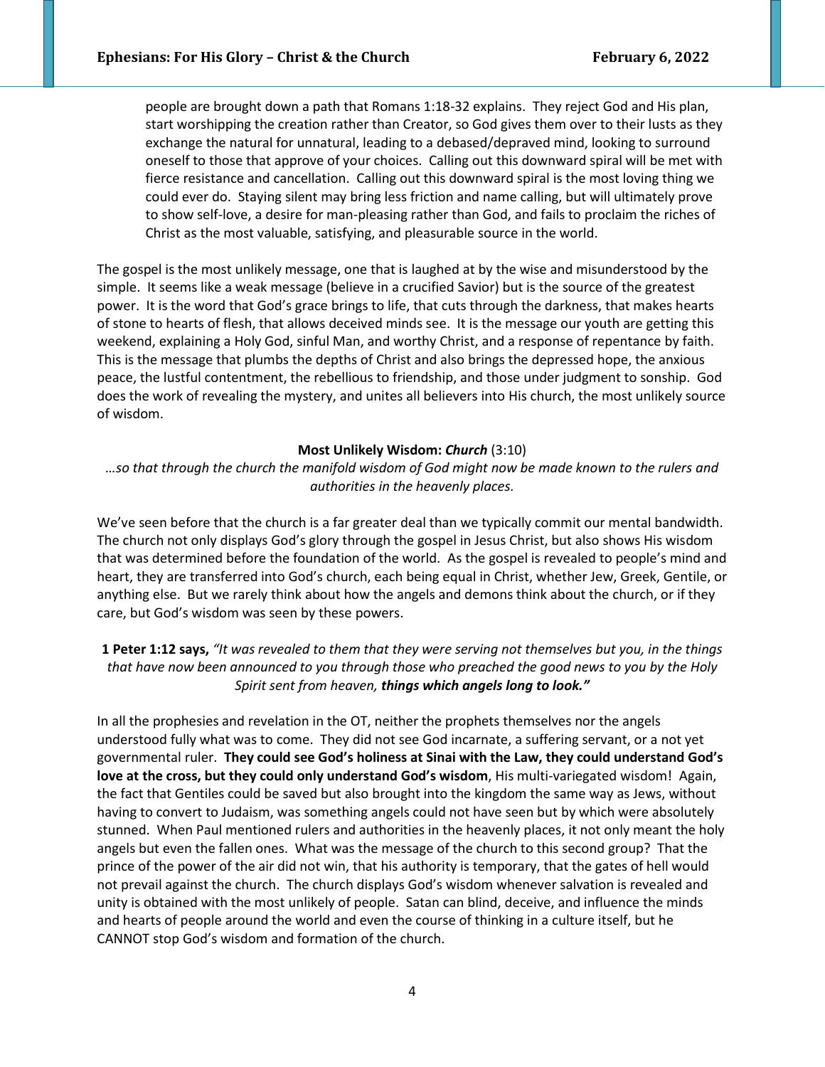people are brought down a path that Romans 1:18-32 explains. They reject God and His plan, start worshipping the creation rather than Creator, so God gives them over to their lusts as they exchange the natural for unnatural, leading to a debased/depraved mind, looking to surround oneself to those that approve of your choices. Calling out this downward spiral will be met with fierce resistance and cancellation. Calling out this downward spiral is the most loving thing we could ever do. Staying silent may bring less friction and name calling, but will ultimately prove to show self-love, a desire for man-pleasing rather than God, and fails to proclaim the riches of Christ as the most valuable, satisfying, and pleasurable source in the world.

The gospel is the most unlikely message, one that is laughed at by the wise and misunderstood by the simple. It seems like a weak message (believe in a crucified Savior) but is the source of the greatest power. It is the word that God's grace brings to life, that cuts through the darkness, that makes hearts of stone to hearts of flesh, that allows deceived minds see. It is the message our youth are getting this weekend, explaining a Holy God, sinful Man, and worthy Christ, and a response of repentance by faith. This is the message that plumbs the depths of Christ and also brings the depressed hope, the anxious peace, the lustful contentment, the rebellious to friendship, and those under judgment to sonship. God does the work of revealing the mystery, and unites all believers into His church, the most unlikely source of wisdom.

**Most Unlikely Wisdom: *Church*** (3:10)

*…so that through the church the manifold wisdom of God might now be made known to the rulers and authorities in the heavenly places.*

We've seen before that the church is a far greater deal than we typically commit our mental bandwidth. The church not only displays God's glory through the gospel in Jesus Christ, but also shows His wisdom that was determined before the foundation of the world. As the gospel is revealed to people's mind and heart, they are transferred into God's church, each being equal in Christ, whether Jew, Greek, Gentile, or anything else. But we rarely think about how the angels and demons think about the church, or if they care, but God's wisdom was seen by these powers.

**1 Peter 1:12 says,** *"It was revealed to them that they were serving not themselves but you, in the things that have now been announced to you through those who preached the good news to you by the Holy Spirit sent from heaven, **things which angels long to look."***

In all the prophesies and revelation in the OT, neither the prophets themselves nor the angels understood fully what was to come. They did not see God incarnate, a suffering servant, or a not yet governmental ruler. **They could see God's holiness at Sinai with the Law, they could understand God's love at the cross, but they could only understand God's wisdom**, His multi-variegated wisdom! Again, the fact that Gentiles could be saved but also brought into the kingdom the same way as Jews, without having to convert to Judaism, was something angels could not have seen but by which were absolutely stunned. When Paul mentioned rulers and authorities in the heavenly places, it not only meant the holy angels but even the fallen ones. What was the message of the church to this second group? That the prince of the power of the air did not win, that his authority is temporary, that the gates of hell would not prevail against the church. The church displays God's wisdom whenever salvation is revealed and unity is obtained with the most unlikely of people. Satan can blind, deceive, and influence the minds and hearts of people around the world and even the course of thinking in a culture itself, but he CANNOT stop God's wisdom and formation of the church.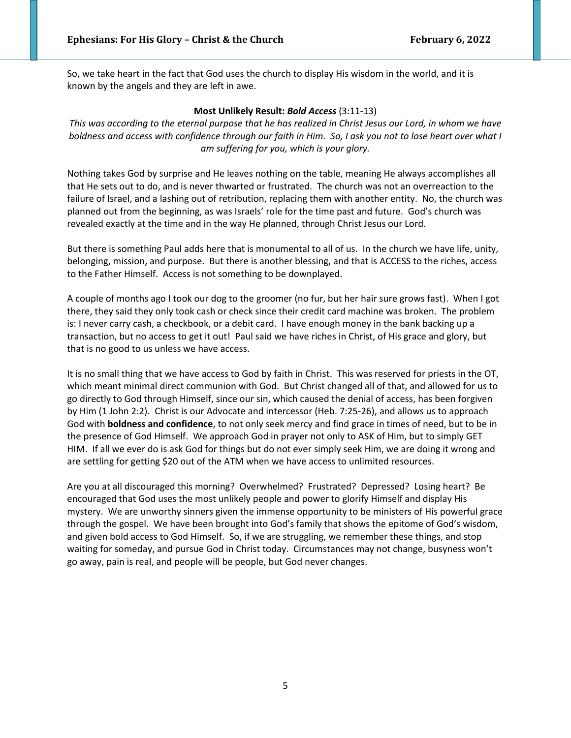So, we take heart in the fact that God uses the church to display His wisdom in the world, and it is known by the angels and they are left in awe.

**Most Unlikely Result: *Bold Access*** (3:11-13)

*This was according to the eternal purpose that he has realized in Christ Jesus our Lord, in whom we have boldness and access with confidence through our faith in Him. So, I ask you not to lose heart over what I am suffering for you, which is your glory.*

Nothing takes God by surprise and He leaves nothing on the table, meaning He always accomplishes all that He sets out to do, and is never thwarted or frustrated. The church was not an overreaction to the failure of Israel, and a lashing out of retribution, replacing them with another entity. No, the church was planned out from the beginning, as was Israels' role for the time past and future. God's church was revealed exactly at the time and in the way He planned, through Christ Jesus our Lord.

But there is something Paul adds here that is monumental to all of us. In the church we have life, unity, belonging, mission, and purpose. But there is another blessing, and that is ACCESS to the riches, access to the Father Himself. Access is not something to be downplayed.

A couple of months ago I took our dog to the groomer (no fur, but her hair sure grows fast). When I got there, they said they only took cash or check since their credit card machine was broken. The problem is: I never carry cash, a checkbook, or a debit card. I have enough money in the bank backing up a transaction, but no access to get it out! Paul said we have riches in Christ, of His grace and glory, but that is no good to us unless we have access.

It is no small thing that we have access to God by faith in Christ. This was reserved for priests in the OT, which meant minimal direct communion with God. But Christ changed all of that, and allowed for us to go directly to God through Himself, since our sin, which caused the denial of access, has been forgiven by Him (1 John 2:2). Christ is our Advocate and intercessor (Heb. 7:25-26), and allows us to approach God with **boldness and confidence**, to not only seek mercy and find grace in times of need, but to be in the presence of God Himself. We approach God in prayer not only to ASK of Him, but to simply GET HIM. If all we ever do is ask God for things but do not ever simply seek Him, we are doing it wrong and are settling for getting $20 out of the ATM when we have access to unlimited resources.

Are you at all discouraged this morning? Overwhelmed? Frustrated? Depressed? Losing heart? Be encouraged that God uses the most unlikely people and power to glorify Himself and display His mystery. We are unworthy sinners given the immense opportunity to be ministers of His powerful grace through the gospel. We have been brought into God's family that shows the epitome of God's wisdom, and given bold access to God Himself. So, if we are struggling, we remember these things, and stop waiting for someday, and pursue God in Christ today. Circumstances may not change, busyness won't go away, pain is real, and people will be people, but God never changes.